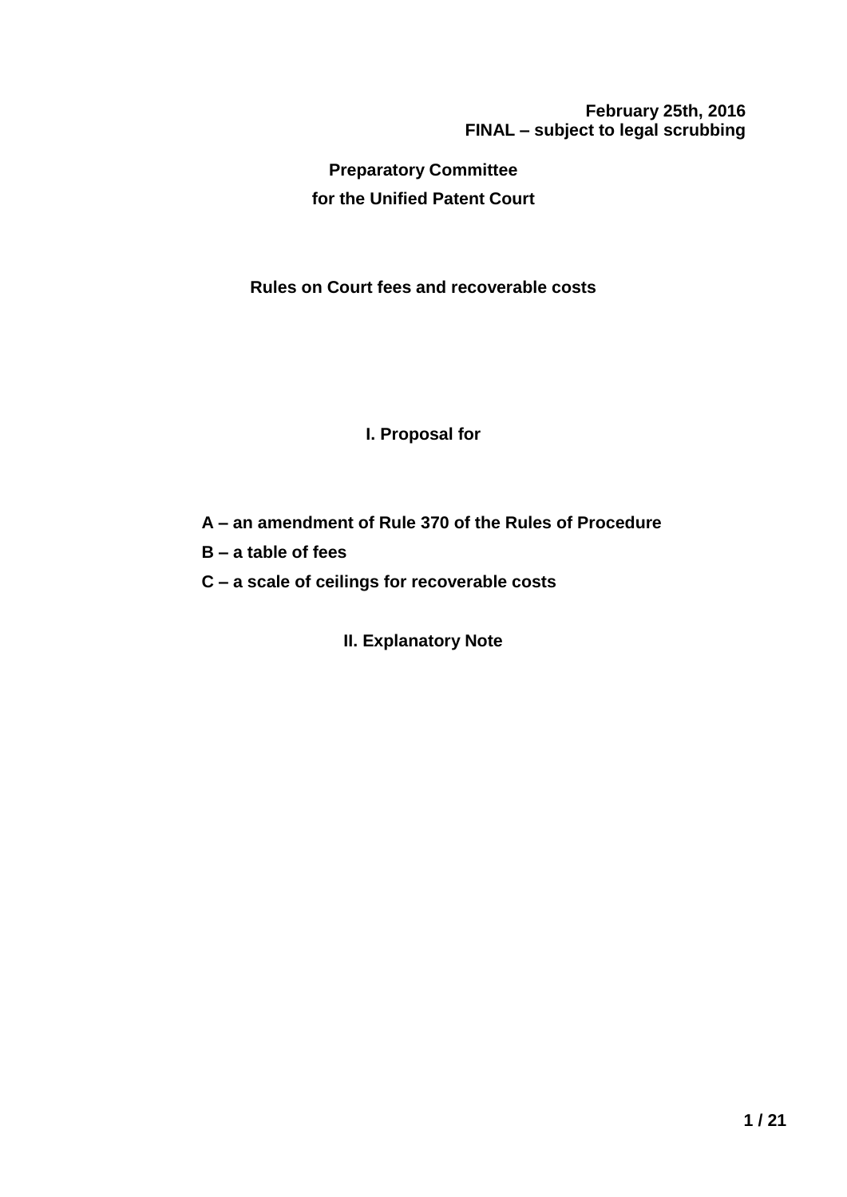**February 25th, 2016**
**FINAL – subject to legal scrubbing**

**Preparatory Committee**
**for the Unified Patent Court**

# Rules on Court fees and recoverable costs

## I. Proposal for

**A – an amendment of Rule 370 of the Rules of Procedure**

**B – a table of fees**

**C – a scale of ceilings for recoverable costs**

## II. Explanatory Note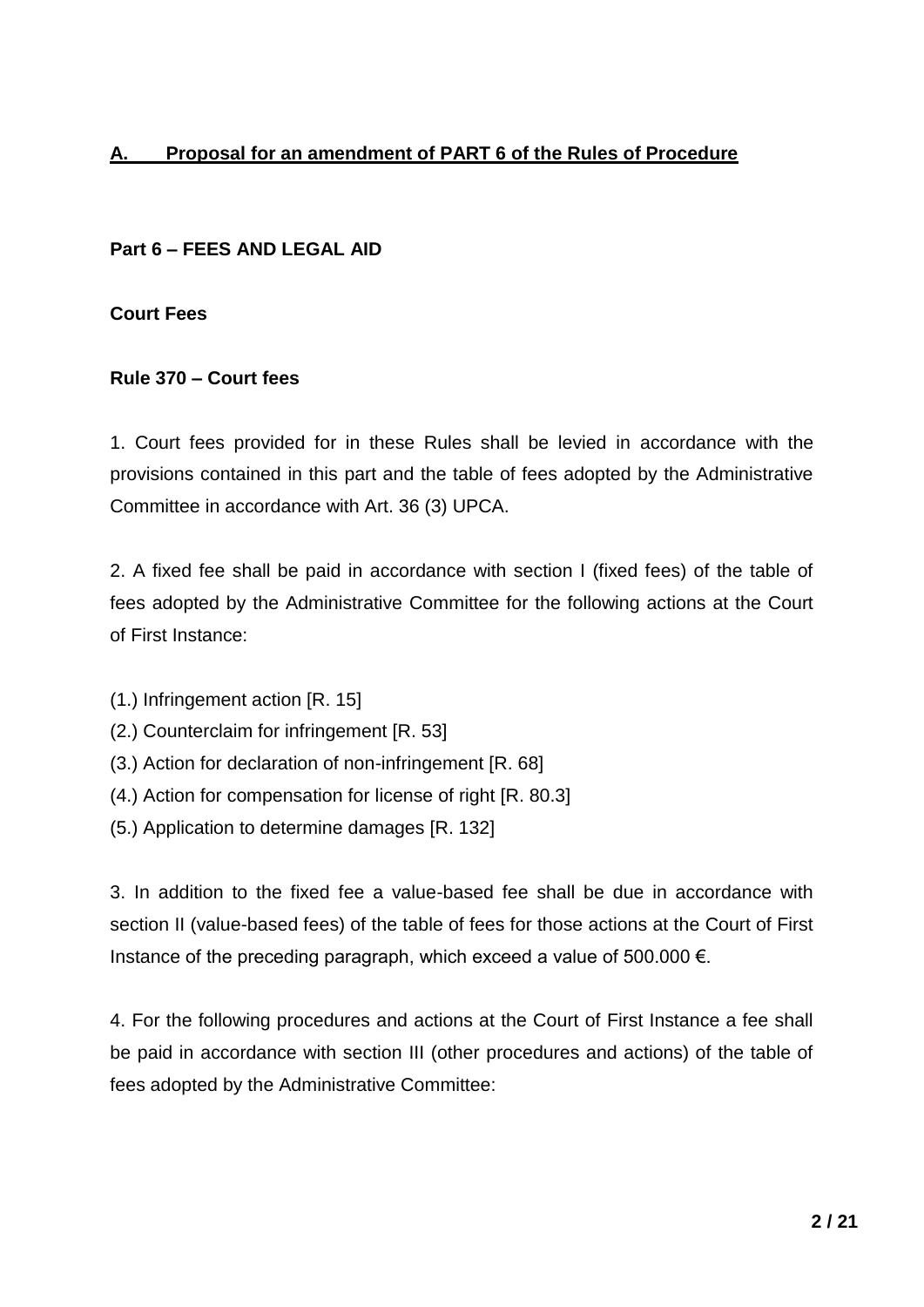## A. Proposal for an amendment of PART 6 of the Rules of Procedure

**Part 6 – FEES AND LEGAL AID**

**Court Fees**

**Rule 370 – Court fees**

1. Court fees provided for in these Rules shall be levied in accordance with the provisions contained in this part and the table of fees adopted by the Administrative Committee in accordance with Art. 36 (3) UPCA.

2. A fixed fee shall be paid in accordance with section I (fixed fees) of the table of fees adopted by the Administrative Committee for the following actions at the Court of First Instance:

(1.) Infringement action [R. 15]
(2.) Counterclaim for infringement [R. 53]
(3.) Action for declaration of non-infringement [R. 68]
(4.) Action for compensation for license of right [R. 80.3]
(5.) Application to determine damages [R. 132]

3. In addition to the fixed fee a value-based fee shall be due in accordance with section II (value-based fees) of the table of fees for those actions at the Court of First Instance of the preceding paragraph, which exceed a value of 500.000 €.

4. For the following procedures and actions at the Court of First Instance a fee shall be paid in accordance with section III (other procedures and actions) of the table of fees adopted by the Administrative Committee: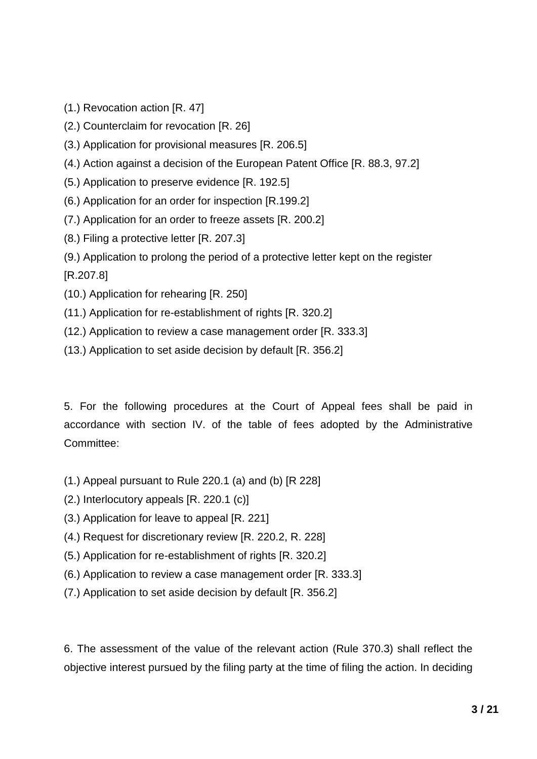(1.) Revocation action [R. 47]

(2.) Counterclaim for revocation [R. 26]

(3.) Application for provisional measures [R. 206.5]

(4.) Action against a decision of the European Patent Office [R. 88.3, 97.2]

(5.) Application to preserve evidence [R. 192.5]

(6.) Application for an order for inspection [R.199.2]

(7.) Application for an order to freeze assets [R. 200.2]

(8.) Filing a protective letter [R. 207.3]

(9.) Application to prolong the period of a protective letter kept on the register [R.207.8]

(10.) Application for rehearing [R. 250]

(11.) Application for re-establishment of rights [R. 320.2]

(12.) Application to review a case management order [R. 333.3]

(13.) Application to set aside decision by default [R. 356.2]

5. For the following procedures at the Court of Appeal fees shall be paid in accordance with section IV. of the table of fees adopted by the Administrative Committee:

(1.) Appeal pursuant to Rule 220.1 (a) and (b) [R 228]

(2.) Interlocutory appeals [R. 220.1 (c)]

(3.) Application for leave to appeal [R. 221]

(4.) Request for discretionary review [R. 220.2, R. 228]

(5.) Application for re-establishment of rights [R. 320.2]

(6.) Application to review a case management order [R. 333.3]

(7.) Application to set aside decision by default [R. 356.2]

6. The assessment of the value of the relevant action (Rule 370.3) shall reflect the objective interest pursued by the filing party at the time of filing the action. In deciding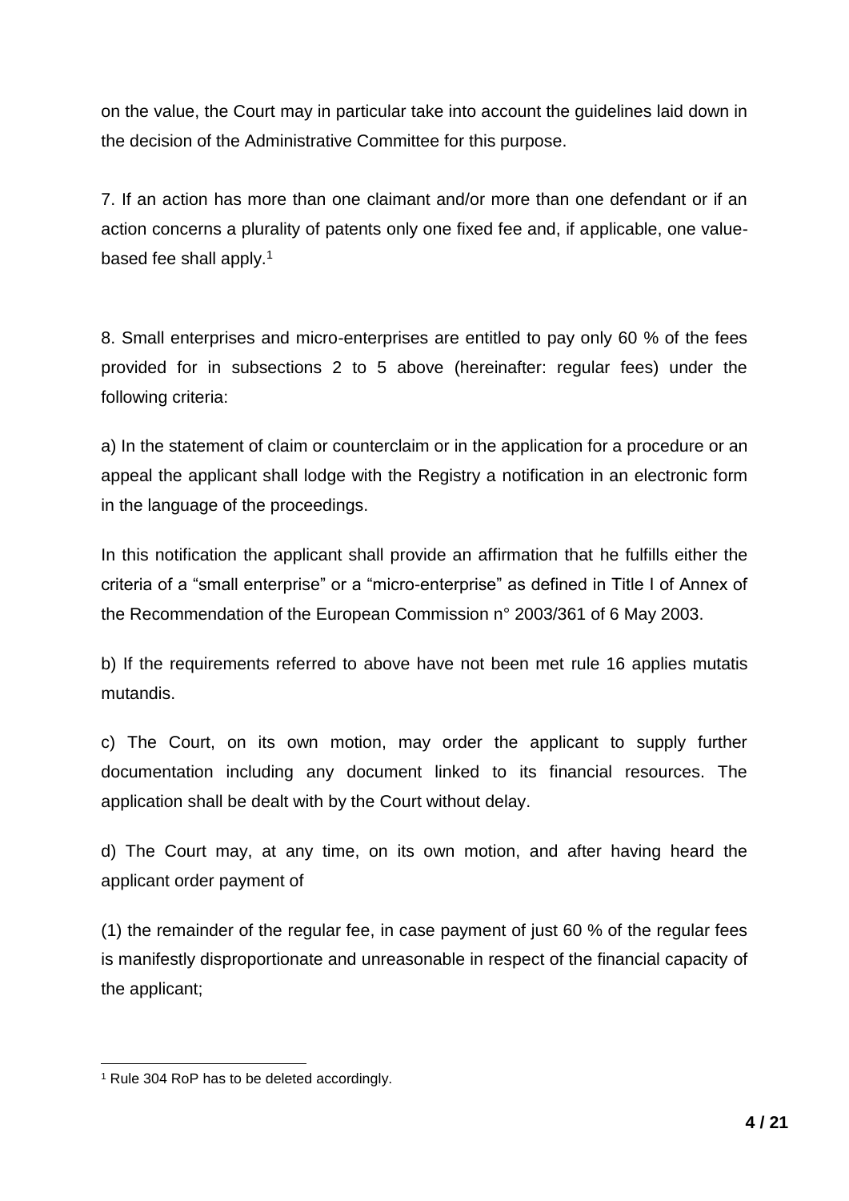on the value, the Court may in particular take into account the guidelines laid down in the decision of the Administrative Committee for this purpose.

7. If an action has more than one claimant and/or more than one defendant or if an action concerns a plurality of patents only one fixed fee and, if applicable, one value-based fee shall apply.[1]

8. Small enterprises and micro-enterprises are entitled to pay only 60 % of the fees provided for in subsections 2 to 5 above (hereinafter: regular fees) under the following criteria:

a) In the statement of claim or counterclaim or in the application for a procedure or an appeal the applicant shall lodge with the Registry a notification in an electronic form in the language of the proceedings.

In this notification the applicant shall provide an affirmation that he fulfills either the criteria of a "small enterprise" or a "micro-enterprise" as defined in Title I of Annex of the Recommendation of the European Commission n° 2003/361 of 6 May 2003.

b) If the requirements referred to above have not been met rule 16 applies mutatis mutandis.

c) The Court, on its own motion, may order the applicant to supply further documentation including any document linked to its financial resources. The application shall be dealt with by the Court without delay.

d) The Court may, at any time, on its own motion, and after having heard the applicant order payment of

(1) the remainder of the regular fee, in case payment of just 60 % of the regular fees is manifestly disproportionate and unreasonable in respect of the financial capacity of the applicant;

---

[1] Rule 304 RoP has to be deleted accordingly.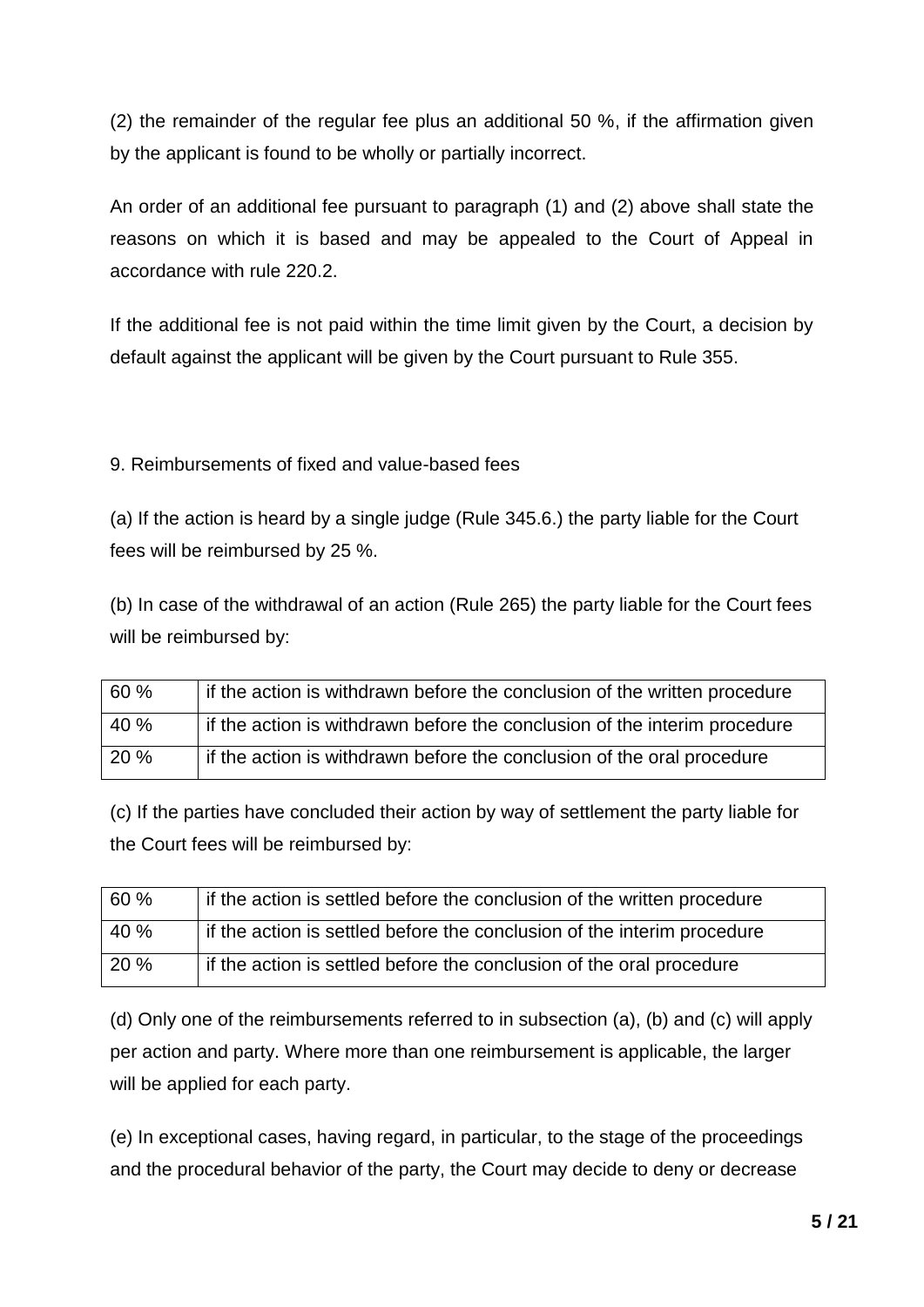(2) the remainder of the regular fee plus an additional 50 %, if the affirmation given by the applicant is found to be wholly or partially incorrect.

An order of an additional fee pursuant to paragraph (1) and (2) above shall state the reasons on which it is based and may be appealed to the Court of Appeal in accordance with rule 220.2.

If the additional fee is not paid within the time limit given by the Court, a decision by default against the applicant will be given by the Court pursuant to Rule 355.

9. Reimbursements of fixed and value-based fees

(a) If the action is heard by a single judge (Rule 345.6.) the party liable for the Court fees will be reimbursed by 25 %.

(b) In case of the withdrawal of an action (Rule 265) the party liable for the Court fees will be reimbursed by:

| | |
|---|---|
| 60 % | if the action is withdrawn before the conclusion of the written procedure |
| 40 % | if the action is withdrawn before the conclusion of the interim procedure |
| 20 % | if the action is withdrawn before the conclusion of the oral procedure |

(c) If the parties have concluded their action by way of settlement the party liable for the Court fees will be reimbursed by:

| | |
|---|---|
| 60 % | if the action is settled before the conclusion of the written procedure |
| 40 % | if the action is settled before the conclusion of the interim procedure |
| 20 % | if the action is settled before the conclusion of the oral procedure |

(d) Only one of the reimbursements referred to in subsection (a), (b) and (c) will apply per action and party. Where more than one reimbursement is applicable, the larger will be applied for each party.

(e) In exceptional cases, having regard, in particular, to the stage of the proceedings and the procedural behavior of the party, the Court may decide to deny or decrease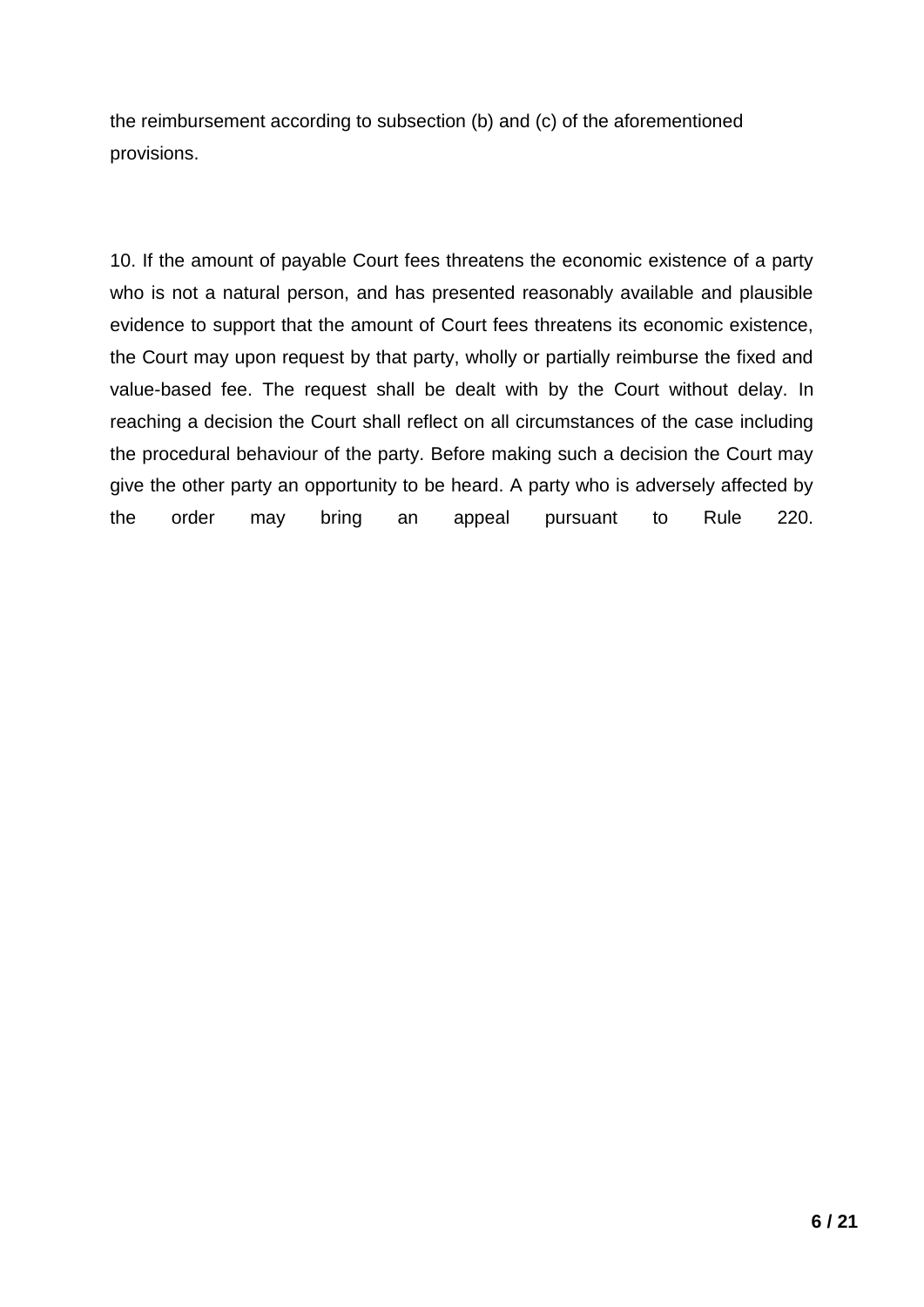the reimbursement according to subsection (b) and (c) of the aforementioned provisions.

10. If the amount of payable Court fees threatens the economic existence of a party who is not a natural person, and has presented reasonably available and plausible evidence to support that the amount of Court fees threatens its economic existence, the Court may upon request by that party, wholly or partially reimburse the fixed and value-based fee. The request shall be dealt with by the Court without delay. In reaching a decision the Court shall reflect on all circumstances of the case including the procedural behaviour of the party. Before making such a decision the Court may give the other party an opportunity to be heard. A party who is adversely affected by the order may bring an appeal pursuant to Rule 220.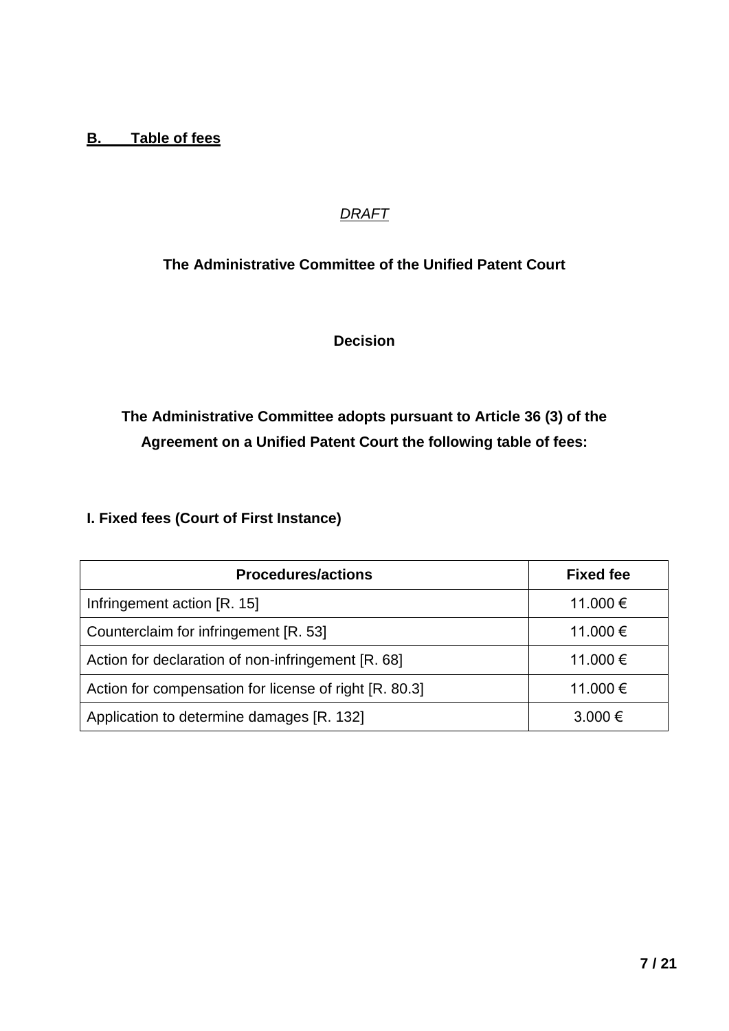## B. Table of fees

*DRAFT*

**The Administrative Committee of the Unified Patent Court**

**Decision**

**The Administrative Committee adopts pursuant to Article 36 (3) of the Agreement on a Unified Patent Court the following table of fees:**

### I. Fixed fees (Court of First Instance)

| Procedures/actions | Fixed fee |
|---|---|
| Infringement action [R. 15] | 11.000 € |
| Counterclaim for infringement [R. 53] | 11.000 € |
| Action for declaration of non-infringement [R. 68] | 11.000 € |
| Action for compensation for license of right [R. 80.3] | 11.000 € |
| Application to determine damages [R. 132] | 3.000 € |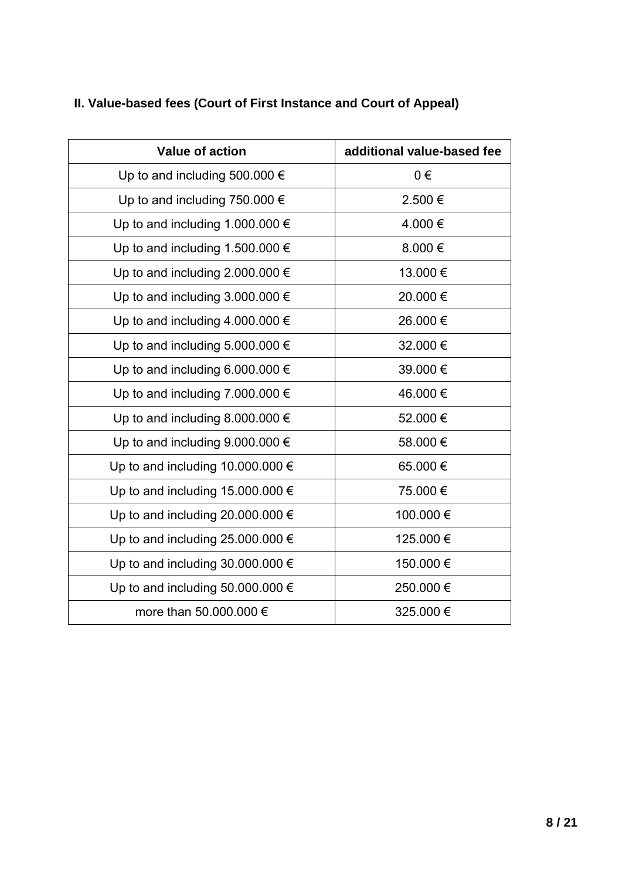## II. Value-based fees (Court of First Instance and Court of Appeal)

| Value of action | additional value-based fee |
|---|---|
| Up to and including 500.000 € | 0 € |
| Up to and including 750.000 € | 2.500 € |
| Up to and including 1.000.000 € | 4.000 € |
| Up to and including 1.500.000 € | 8.000 € |
| Up to and including 2.000.000 € | 13.000 € |
| Up to and including 3.000.000 € | 20.000 € |
| Up to and including 4.000.000 € | 26.000 € |
| Up to and including 5.000.000 € | 32.000 € |
| Up to and including 6.000.000 € | 39.000 € |
| Up to and including 7.000.000 € | 46.000 € |
| Up to and including 8.000.000 € | 52.000 € |
| Up to and including 9.000.000 € | 58.000 € |
| Up to and including 10.000.000 € | 65.000 € |
| Up to and including 15.000.000 € | 75.000 € |
| Up to and including 20.000.000 € | 100.000 € |
| Up to and including 25.000.000 € | 125.000 € |
| Up to and including 30.000.000 € | 150.000 € |
| Up to and including 50.000.000 € | 250.000 € |
| more than 50.000.000 € | 325.000 € |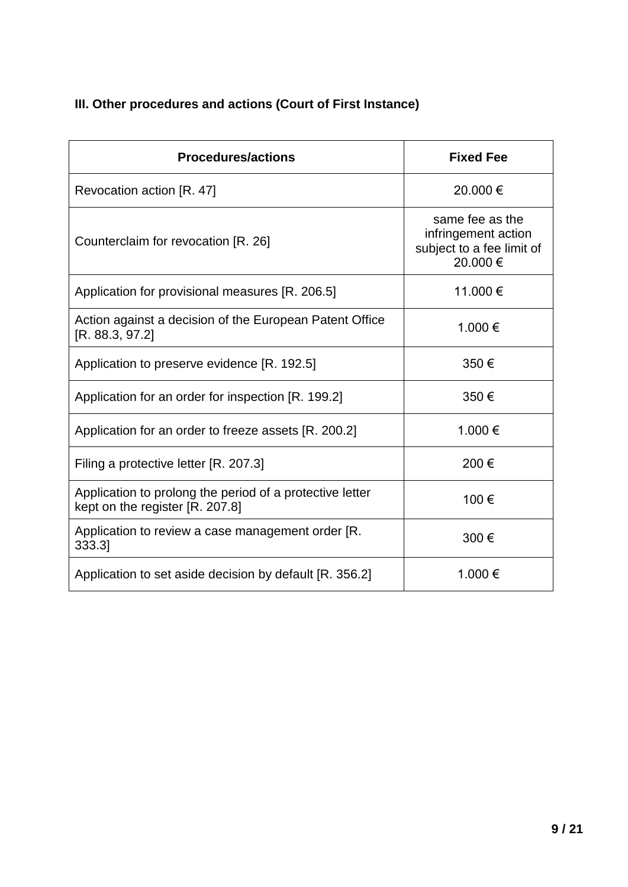### III. Other procedures and actions (Court of First Instance)

| Procedures/actions | Fixed Fee |
|---|---|
| Revocation action [R. 47] | 20.000 € |
| Counterclaim for revocation [R. 26] | same fee as the infringement action subject to a fee limit of 20.000 € |
| Application for provisional measures [R. 206.5] | 11.000 € |
| Action against a decision of the European Patent Office [R. 88.3, 97.2] | 1.000 € |
| Application to preserve evidence [R. 192.5] | 350 € |
| Application for an order for inspection [R. 199.2] | 350 € |
| Application for an order to freeze assets [R. 200.2] | 1.000 € |
| Filing a protective letter [R. 207.3] | 200 € |
| Application to prolong the period of a protective letter kept on the register [R. 207.8] | 100 € |
| Application to review a case management order [R. 333.3] | 300 € |
| Application to set aside decision by default [R. 356.2] | 1.000 € |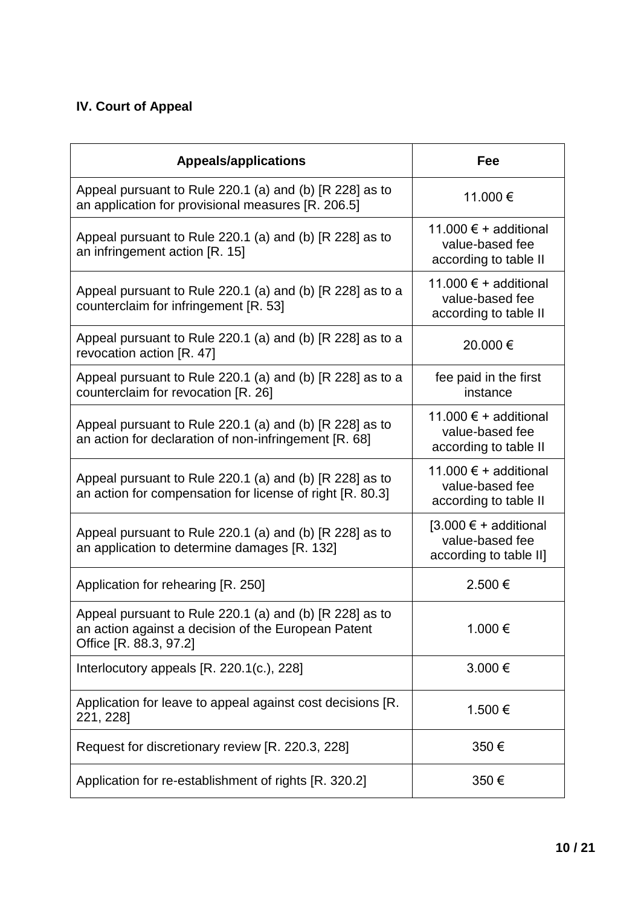**IV. Court of Appeal**

| Appeals/applications | Fee |
|---|---|
| Appeal pursuant to Rule 220.1 (a) and (b) [R 228] as to an application for provisional measures [R. 206.5] | 11.000 € |
| Appeal pursuant to Rule 220.1 (a) and (b) [R 228] as to an infringement action [R. 15] | 11.000 € + additional value-based fee according to table II |
| Appeal pursuant to Rule 220.1 (a) and (b) [R 228] as to a counterclaim for infringement [R. 53] | 11.000 € + additional value-based fee according to table II |
| Appeal pursuant to Rule 220.1 (a) and (b) [R 228] as to a revocation action [R. 47] | 20.000 € |
| Appeal pursuant to Rule 220.1 (a) and (b) [R 228] as to a counterclaim for revocation [R. 26] | fee paid in the first instance |
| Appeal pursuant to Rule 220.1 (a) and (b) [R 228] as to an action for declaration of non-infringement [R. 68] | 11.000 € + additional value-based fee according to table II |
| Appeal pursuant to Rule 220.1 (a) and (b) [R 228] as to an action for compensation for license of right [R. 80.3] | 11.000 € + additional value-based fee according to table II |
| Appeal pursuant to Rule 220.1 (a) and (b) [R 228] as to an application to determine damages [R. 132] | [3.000 € + additional value-based fee according to table II] |
| Application for rehearing [R. 250] | 2.500 € |
| Appeal pursuant to Rule 220.1 (a) and (b) [R 228] as to an action against a decision of the European Patent Office [R. 88.3, 97.2] | 1.000 € |
| Interlocutory appeals [R. 220.1(c.), 228] | 3.000 € |
| Application for leave to appeal against cost decisions [R. 221, 228] | 1.500 € |
| Request for discretionary review [R. 220.3, 228] | 350 € |
| Application for re-establishment of rights [R. 320.2] | 350 € |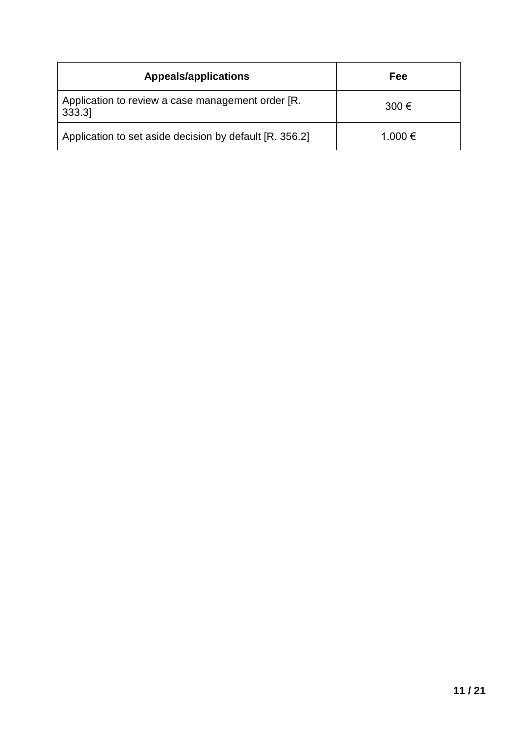| Appeals/applications | Fee |
|---|---|
| Application to review a case management order [R. 333.3] | 300 € |
| Application to set aside decision by default [R. 356.2] | 1.000 € |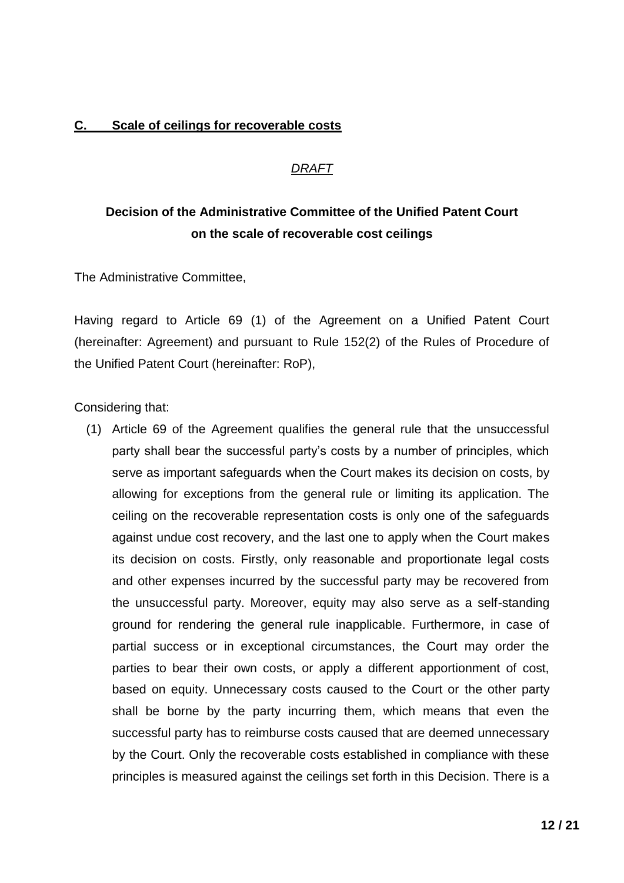## C. Scale of ceilings for recoverable costs

*DRAFT*

**Decision of the Administrative Committee of the Unified Patent Court on the scale of recoverable cost ceilings**

The Administrative Committee,

Having regard to Article 69 (1) of the Agreement on a Unified Patent Court (hereinafter: Agreement) and pursuant to Rule 152(2) of the Rules of Procedure of the Unified Patent Court (hereinafter: RoP),

Considering that:

(1) Article 69 of the Agreement qualifies the general rule that the unsuccessful party shall bear the successful party's costs by a number of principles, which serve as important safeguards when the Court makes its decision on costs, by allowing for exceptions from the general rule or limiting its application. The ceiling on the recoverable representation costs is only one of the safeguards against undue cost recovery, and the last one to apply when the Court makes its decision on costs. Firstly, only reasonable and proportionate legal costs and other expenses incurred by the successful party may be recovered from the unsuccessful party. Moreover, equity may also serve as a self-standing ground for rendering the general rule inapplicable. Furthermore, in case of partial success or in exceptional circumstances, the Court may order the parties to bear their own costs, or apply a different apportionment of cost, based on equity. Unnecessary costs caused to the Court or the other party shall be borne by the party incurring them, which means that even the successful party has to reimburse costs caused that are deemed unnecessary by the Court. Only the recoverable costs established in compliance with these principles is measured against the ceilings set forth in this Decision. There is a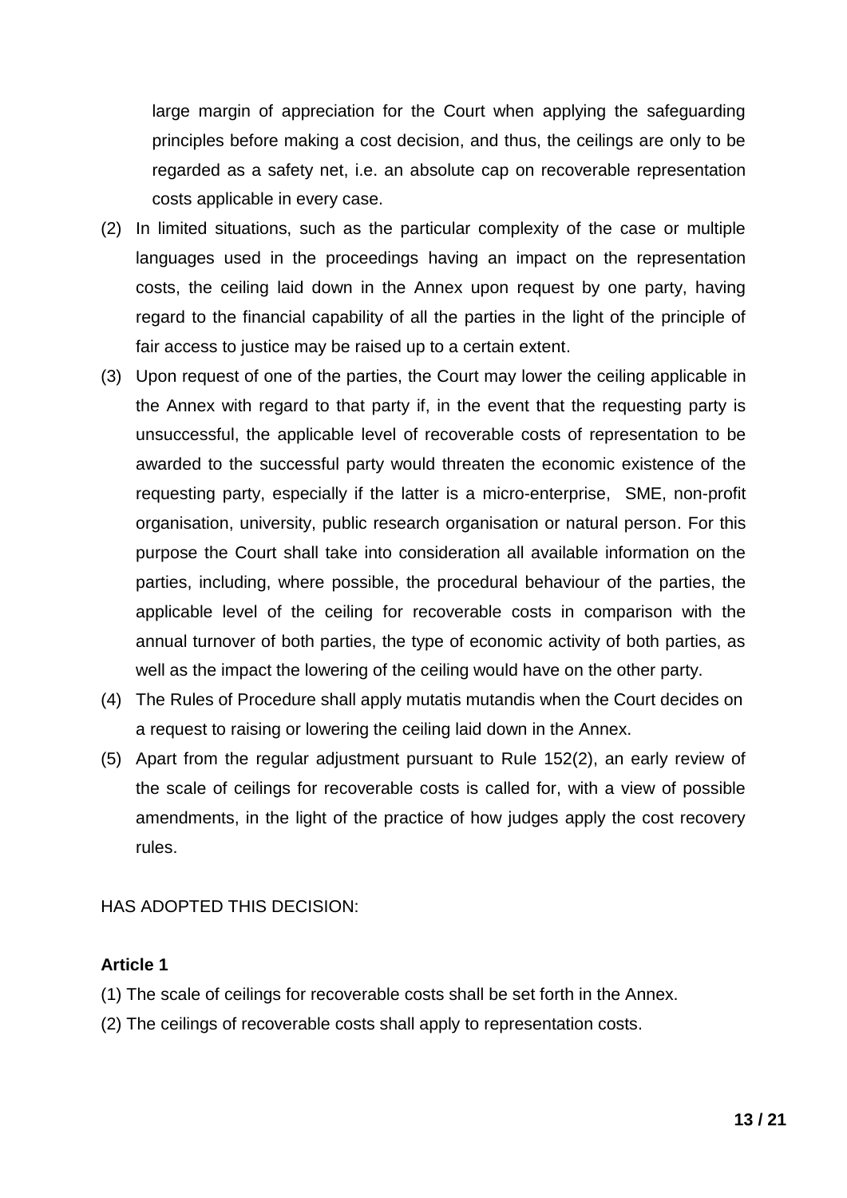large margin of appreciation for the Court when applying the safeguarding principles before making a cost decision, and thus, the ceilings are only to be regarded as a safety net, i.e. an absolute cap on recoverable representation costs applicable in every case.

(2) In limited situations, such as the particular complexity of the case or multiple languages used in the proceedings having an impact on the representation costs, the ceiling laid down in the Annex upon request by one party, having regard to the financial capability of all the parties in the light of the principle of fair access to justice may be raised up to a certain extent.

(3) Upon request of one of the parties, the Court may lower the ceiling applicable in the Annex with regard to that party if, in the event that the requesting party is unsuccessful, the applicable level of recoverable costs of representation to be awarded to the successful party would threaten the economic existence of the requesting party, especially if the latter is a micro-enterprise, SME, non-profit organisation, university, public research organisation or natural person. For this purpose the Court shall take into consideration all available information on the parties, including, where possible, the procedural behaviour of the parties, the applicable level of the ceiling for recoverable costs in comparison with the annual turnover of both parties, the type of economic activity of both parties, as well as the impact the lowering of the ceiling would have on the other party.

(4) The Rules of Procedure shall apply mutatis mutandis when the Court decides on a request to raising or lowering the ceiling laid down in the Annex.

(5) Apart from the regular adjustment pursuant to Rule 152(2), an early review of the scale of ceilings for recoverable costs is called for, with a view of possible amendments, in the light of the practice of how judges apply the cost recovery rules.

HAS ADOPTED THIS DECISION:

**Article 1**

(1) The scale of ceilings for recoverable costs shall be set forth in the Annex.

(2) The ceilings of recoverable costs shall apply to representation costs.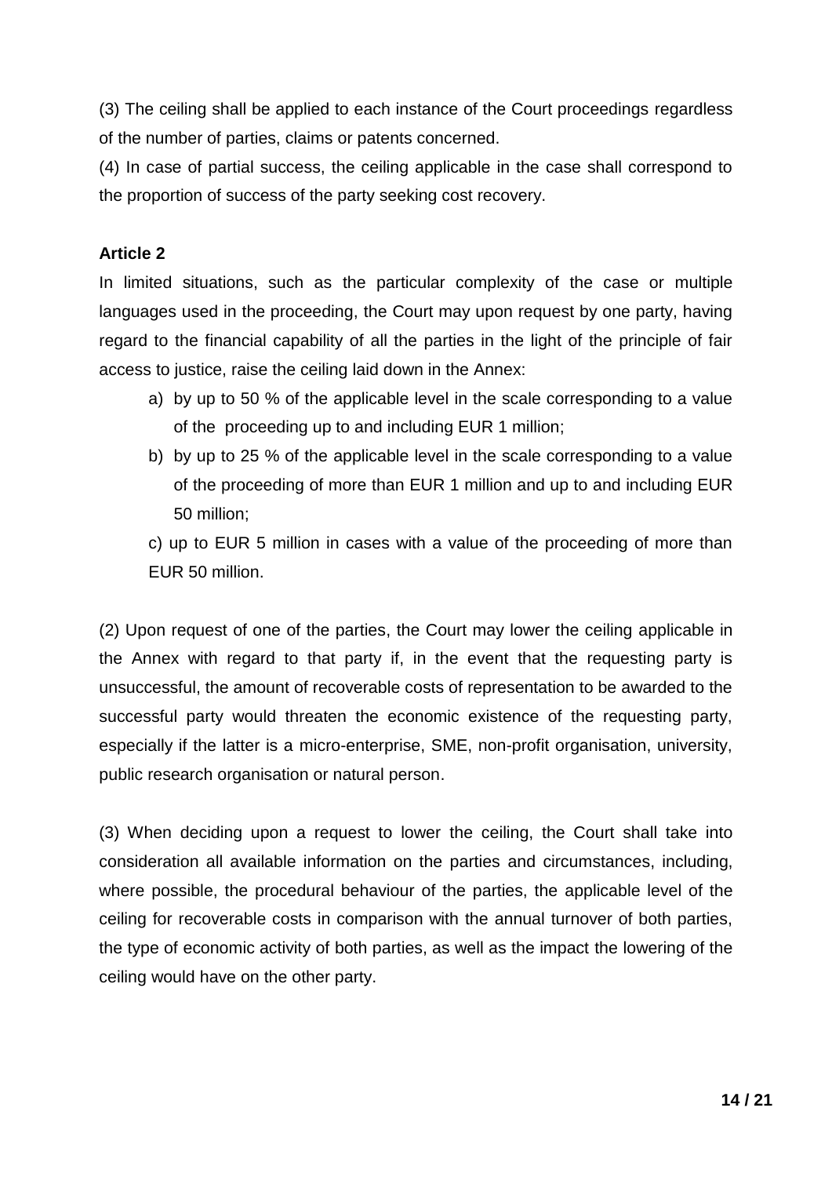(3) The ceiling shall be applied to each instance of the Court proceedings regardless of the number of parties, claims or patents concerned.

(4) In case of partial success, the ceiling applicable in the case shall correspond to the proportion of success of the party seeking cost recovery.

**Article 2**

In limited situations, such as the particular complexity of the case or multiple languages used in the proceeding, the Court may upon request by one party, having regard to the financial capability of all the parties in the light of the principle of fair access to justice, raise the ceiling laid down in the Annex:

a) by up to 50 % of the applicable level in the scale corresponding to a value of the proceeding up to and including EUR 1 million;

b) by up to 25 % of the applicable level in the scale corresponding to a value of the proceeding of more than EUR 1 million and up to and including EUR 50 million;

c) up to EUR 5 million in cases with a value of the proceeding of more than EUR 50 million.

(2) Upon request of one of the parties, the Court may lower the ceiling applicable in the Annex with regard to that party if, in the event that the requesting party is unsuccessful, the amount of recoverable costs of representation to be awarded to the successful party would threaten the economic existence of the requesting party, especially if the latter is a micro-enterprise, SME, non-profit organisation, university, public research organisation or natural person.

(3) When deciding upon a request to lower the ceiling, the Court shall take into consideration all available information on the parties and circumstances, including, where possible, the procedural behaviour of the parties, the applicable level of the ceiling for recoverable costs in comparison with the annual turnover of both parties, the type of economic activity of both parties, as well as the impact the lowering of the ceiling would have on the other party.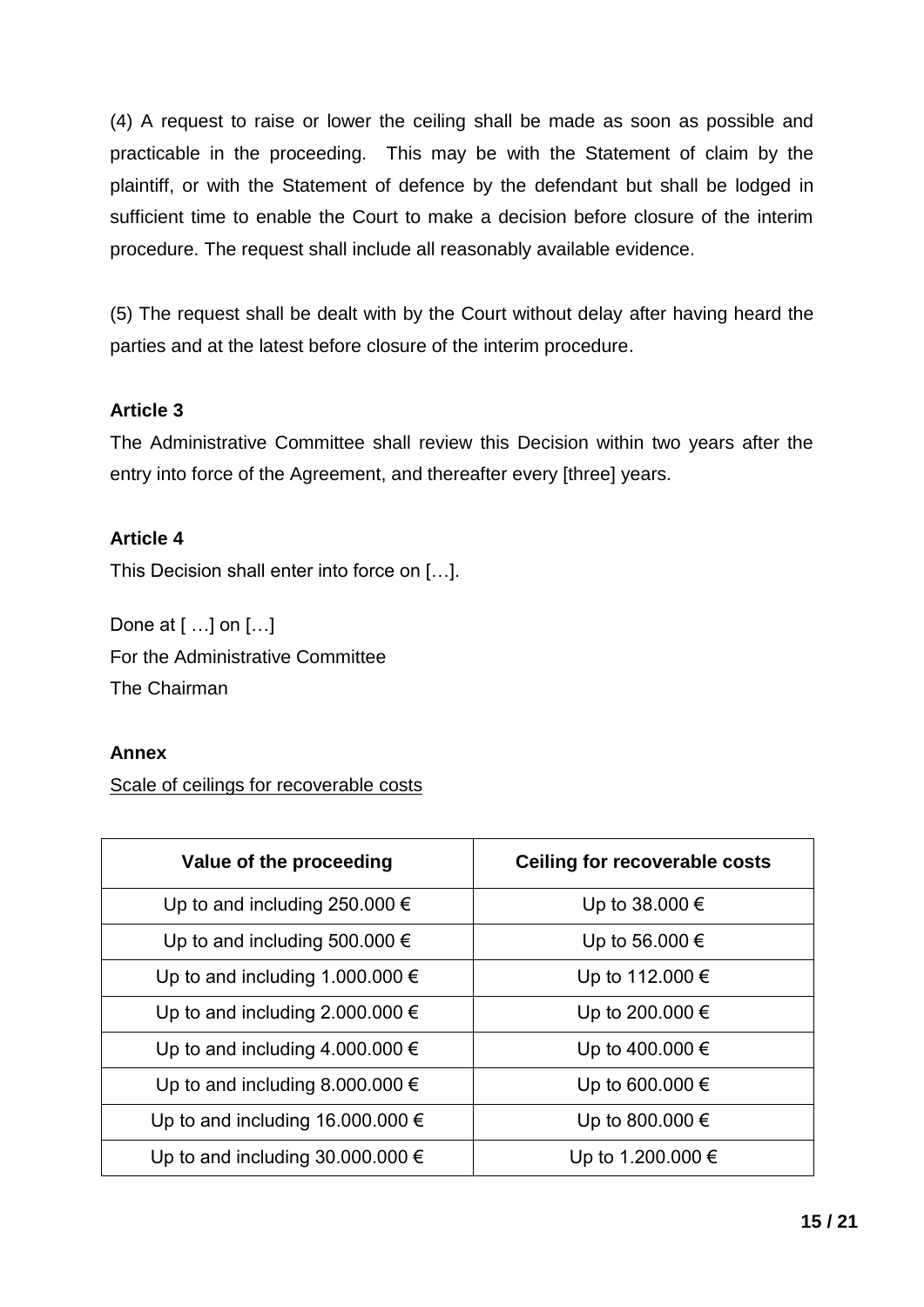(4) A request to raise or lower the ceiling shall be made as soon as possible and practicable in the proceeding. This may be with the Statement of claim by the plaintiff, or with the Statement of defence by the defendant but shall be lodged in sufficient time to enable the Court to make a decision before closure of the interim procedure. The request shall include all reasonably available evidence.

(5) The request shall be dealt with by the Court without delay after having heard the parties and at the latest before closure of the interim procedure.

**Article 3**

The Administrative Committee shall review this Decision within two years after the entry into force of the Agreement, and thereafter every [three] years.

**Article 4**

This Decision shall enter into force on […].

Done at [ …] on […]
For the Administrative Committee
The Chairman

**Annex**

Scale of ceilings for recoverable costs

| Value of the proceeding | Ceiling for recoverable costs |
|---|---|
| Up to and including 250.000 € | Up to 38.000 € |
| Up to and including 500.000 € | Up to 56.000 € |
| Up to and including 1.000.000 € | Up to 112.000 € |
| Up to and including 2.000.000 € | Up to 200.000 € |
| Up to and including 4.000.000 € | Up to 400.000 € |
| Up to and including 8.000.000 € | Up to 600.000 € |
| Up to and including 16.000.000 € | Up to 800.000 € |
| Up to and including 30.000.000 € | Up to 1.200.000 € |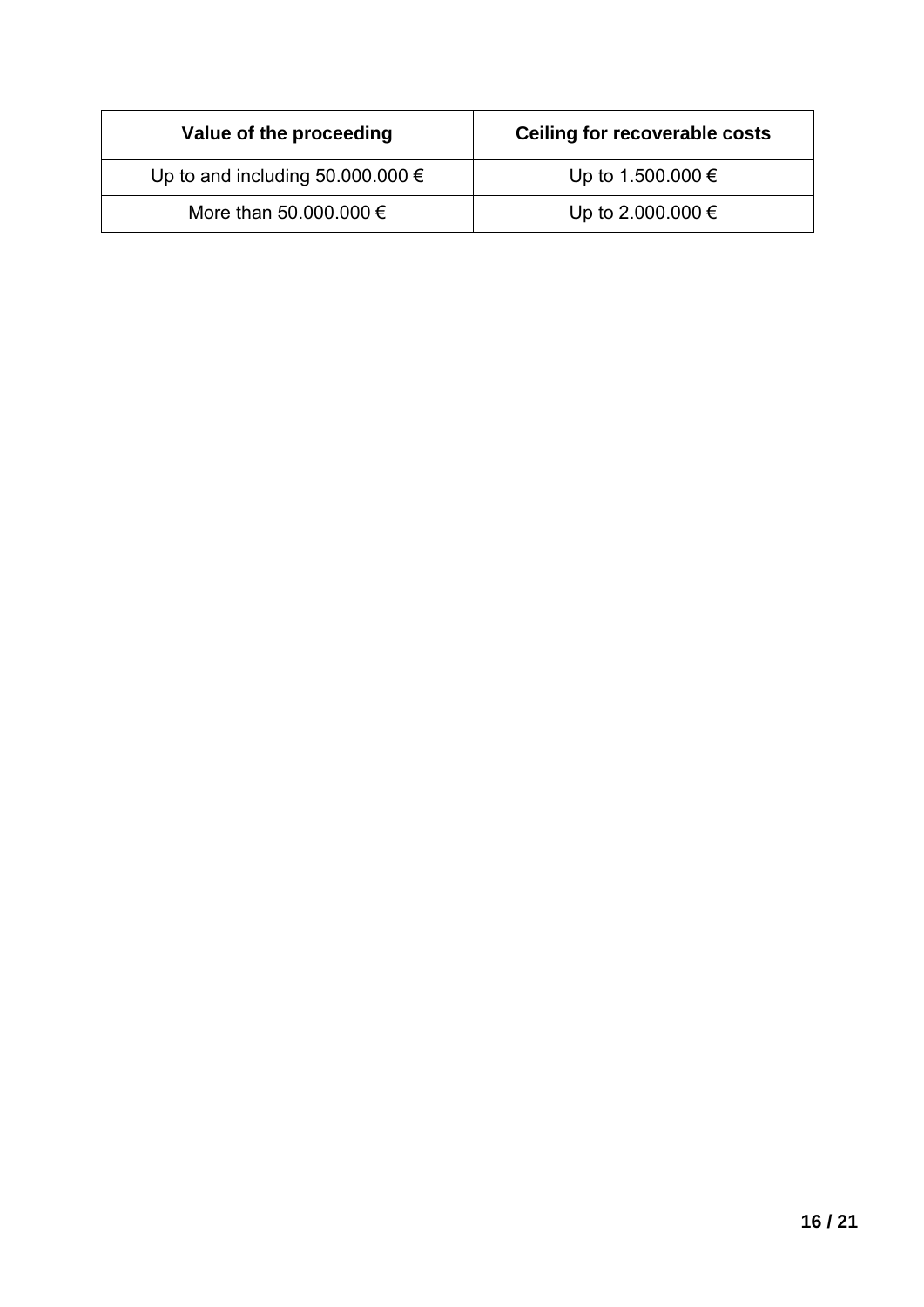| **Value of the proceeding** | **Ceiling for recoverable costs** |
|---|---|
| Up to and including 50.000.000 € | Up to 1.500.000 € |
| More than 50.000.000 € | Up to 2.000.000 € |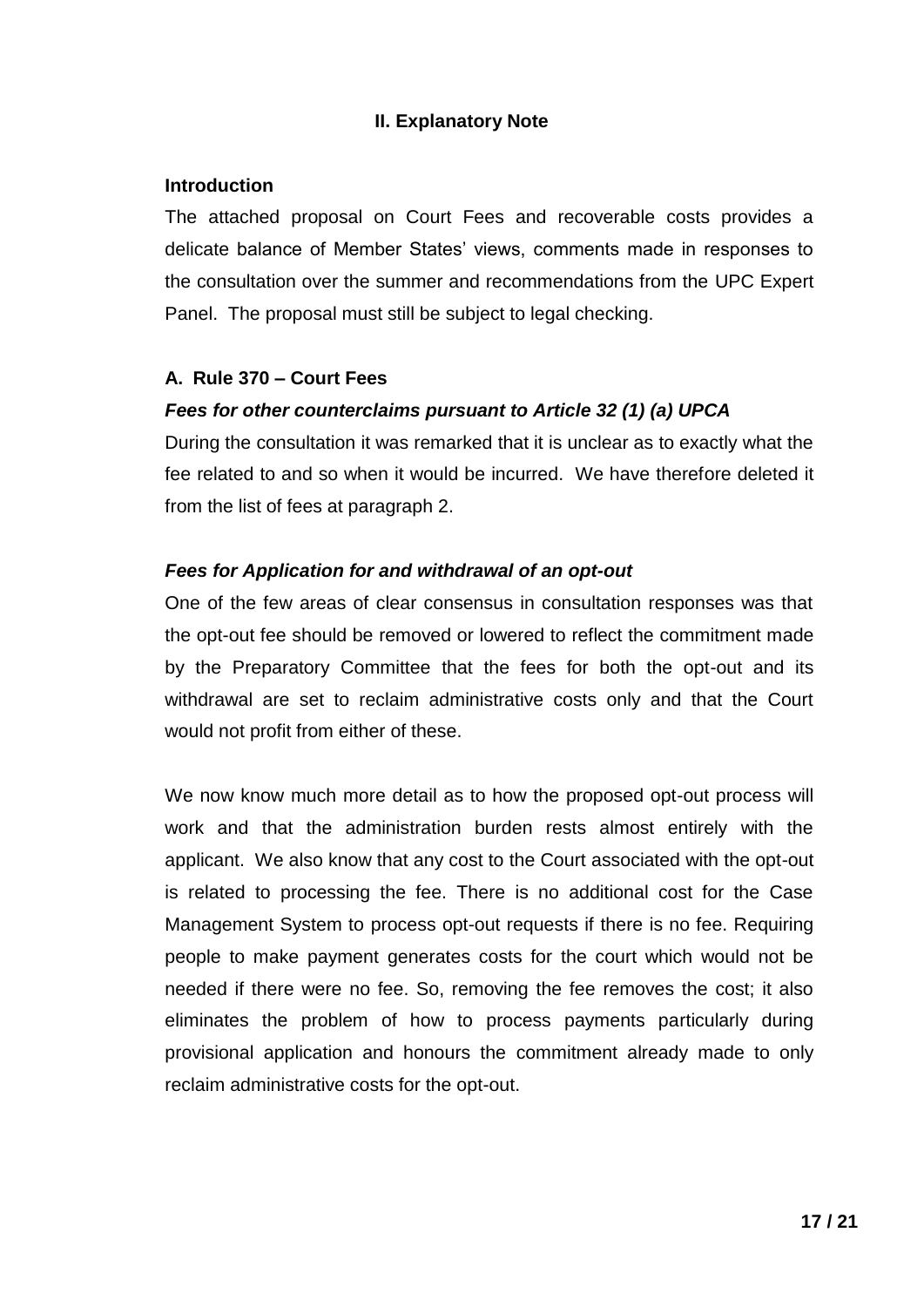## II. Explanatory Note

### Introduction

The attached proposal on Court Fees and recoverable costs provides a delicate balance of Member States' views, comments made in responses to the consultation over the summer and recommendations from the UPC Expert Panel. The proposal must still be subject to legal checking.

### A. Rule 370 – Court Fees

***Fees for other counterclaims pursuant to Article 32 (1) (a) UPCA***

During the consultation it was remarked that it is unclear as to exactly what the fee related to and so when it would be incurred. We have therefore deleted it from the list of fees at paragraph 2.

***Fees for Application for and withdrawal of an opt-out***

One of the few areas of clear consensus in consultation responses was that the opt-out fee should be removed or lowered to reflect the commitment made by the Preparatory Committee that the fees for both the opt-out and its withdrawal are set to reclaim administrative costs only and that the Court would not profit from either of these.

We now know much more detail as to how the proposed opt-out process will work and that the administration burden rests almost entirely with the applicant. We also know that any cost to the Court associated with the opt-out is related to processing the fee. There is no additional cost for the Case Management System to process opt-out requests if there is no fee. Requiring people to make payment generates costs for the court which would not be needed if there were no fee. So, removing the fee removes the cost; it also eliminates the problem of how to process payments particularly during provisional application and honours the commitment already made to only reclaim administrative costs for the opt-out.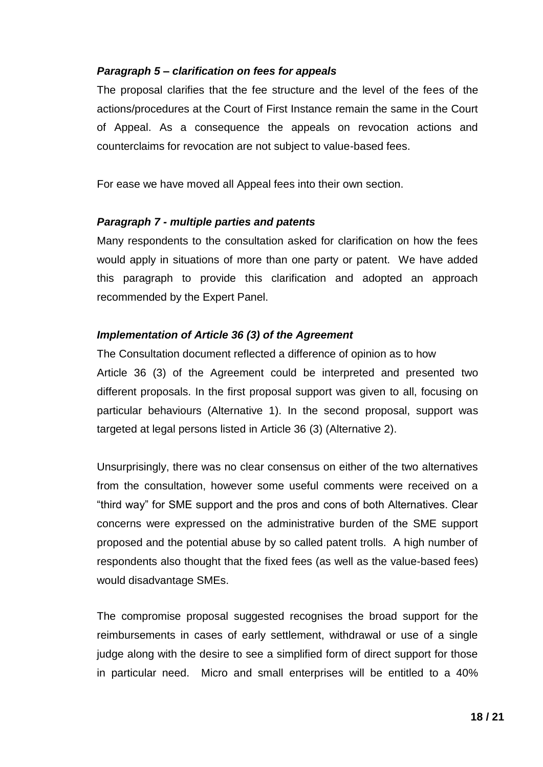***Paragraph 5 – clarification on fees for appeals***

The proposal clarifies that the fee structure and the level of the fees of the actions/procedures at the Court of First Instance remain the same in the Court of Appeal. As a consequence the appeals on revocation actions and counterclaims for revocation are not subject to value-based fees.

For ease we have moved all Appeal fees into their own section.

***Paragraph 7 - multiple parties and patents***

Many respondents to the consultation asked for clarification on how the fees would apply in situations of more than one party or patent. We have added this paragraph to provide this clarification and adopted an approach recommended by the Expert Panel.

***Implementation of Article 36 (3) of the Agreement***

The Consultation document reflected a difference of opinion as to how Article 36 (3) of the Agreement could be interpreted and presented two different proposals. In the first proposal support was given to all, focusing on particular behaviours (Alternative 1). In the second proposal, support was targeted at legal persons listed in Article 36 (3) (Alternative 2).

Unsurprisingly, there was no clear consensus on either of the two alternatives from the consultation, however some useful comments were received on a "third way" for SME support and the pros and cons of both Alternatives. Clear concerns were expressed on the administrative burden of the SME support proposed and the potential abuse by so called patent trolls. A high number of respondents also thought that the fixed fees (as well as the value-based fees) would disadvantage SMEs.

The compromise proposal suggested recognises the broad support for the reimbursements in cases of early settlement, withdrawal or use of a single judge along with the desire to see a simplified form of direct support for those in particular need. Micro and small enterprises will be entitled to a 40%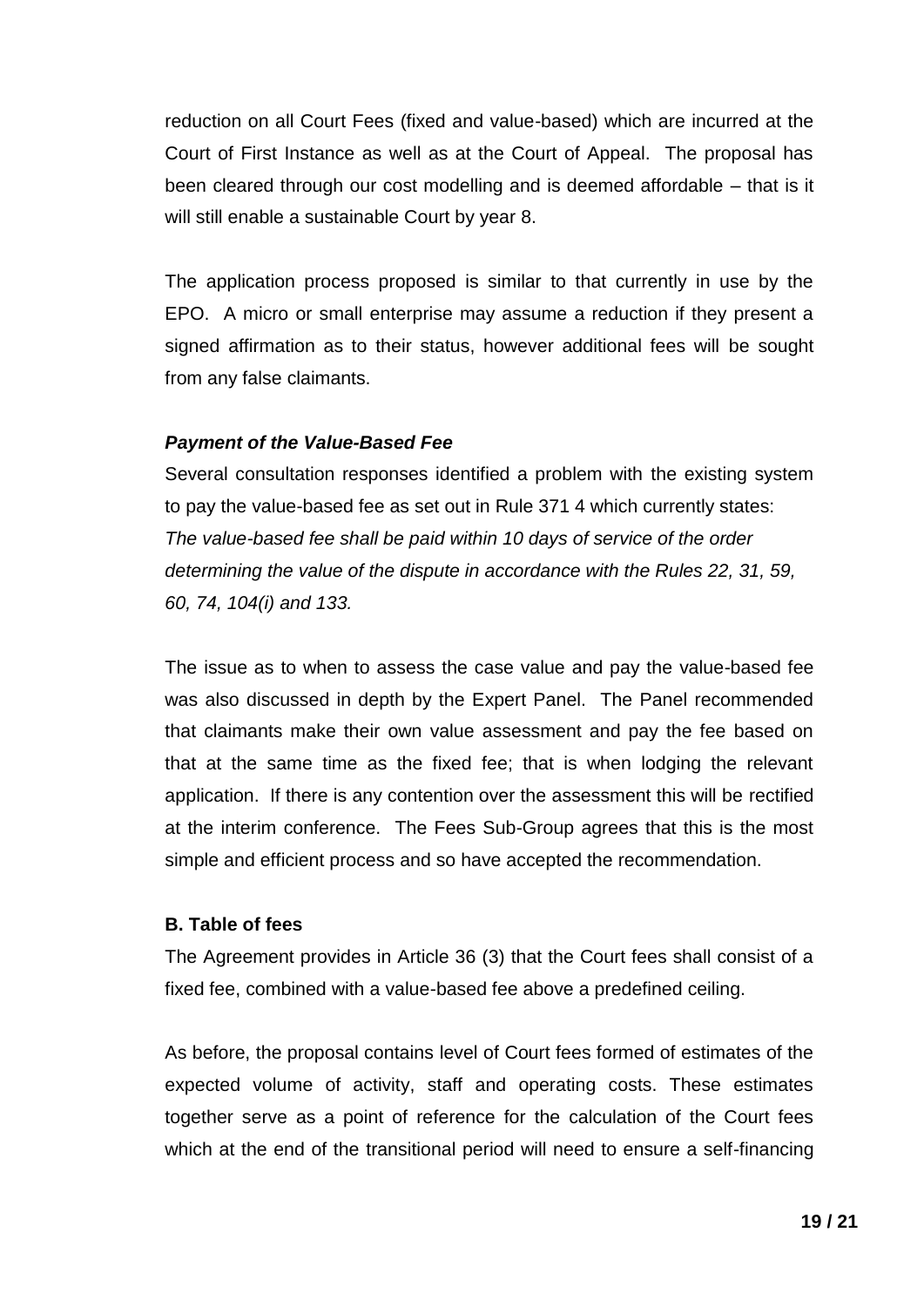reduction on all Court Fees (fixed and value-based) which are incurred at the Court of First Instance as well as at the Court of Appeal. The proposal has been cleared through our cost modelling and is deemed affordable – that is it will still enable a sustainable Court by year 8.

The application process proposed is similar to that currently in use by the EPO. A micro or small enterprise may assume a reduction if they present a signed affirmation as to their status, however additional fees will be sought from any false claimants.

***Payment of the Value-Based Fee***

Several consultation responses identified a problem with the existing system to pay the value-based fee as set out in Rule 371 4 which currently states:
*The value-based fee shall be paid within 10 days of service of the order determining the value of the dispute in accordance with the Rules 22, 31, 59, 60, 74, 104(i) and 133.*

The issue as to when to assess the case value and pay the value-based fee was also discussed in depth by the Expert Panel. The Panel recommended that claimants make their own value assessment and pay the fee based on that at the same time as the fixed fee; that is when lodging the relevant application. If there is any contention over the assessment this will be rectified at the interim conference. The Fees Sub-Group agrees that this is the most simple and efficient process and so have accepted the recommendation.

**B. Table of fees**

The Agreement provides in Article 36 (3) that the Court fees shall consist of a fixed fee, combined with a value-based fee above a predefined ceiling.

As before, the proposal contains level of Court fees formed of estimates of the expected volume of activity, staff and operating costs. These estimates together serve as a point of reference for the calculation of the Court fees which at the end of the transitional period will need to ensure a self-financing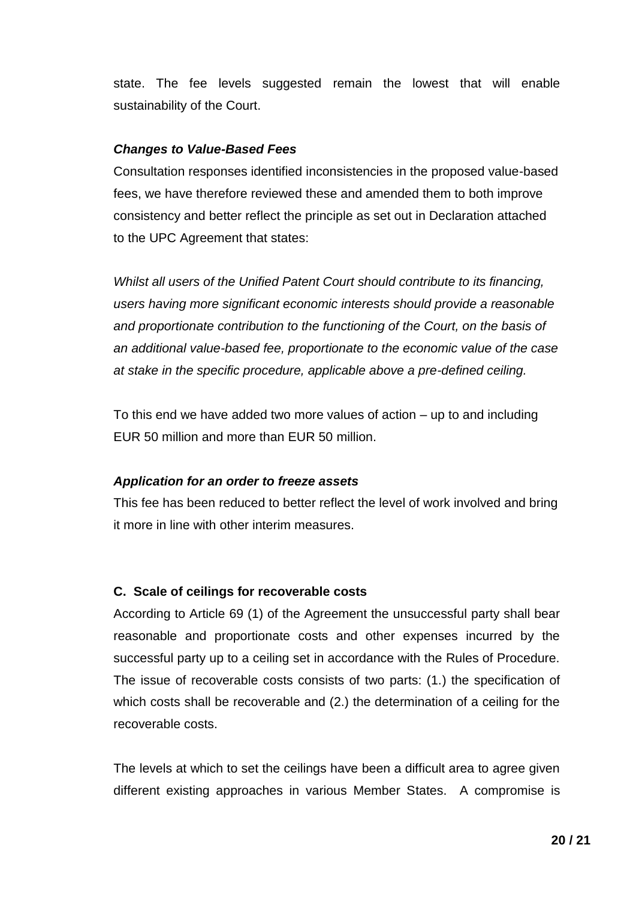state. The fee levels suggested remain the lowest that will enable sustainability of the Court.

***Changes to Value-Based Fees***

Consultation responses identified inconsistencies in the proposed value-based fees, we have therefore reviewed these and amended them to both improve consistency and better reflect the principle as set out in Declaration attached to the UPC Agreement that states:

*Whilst all users of the Unified Patent Court should contribute to its financing, users having more significant economic interests should provide a reasonable and proportionate contribution to the functioning of the Court, on the basis of an additional value-based fee, proportionate to the economic value of the case at stake in the specific procedure, applicable above a pre-defined ceiling.*

To this end we have added two more values of action – up to and including EUR 50 million and more than EUR 50 million.

***Application for an order to freeze assets***

This fee has been reduced to better reflect the level of work involved and bring it more in line with other interim measures.

**C. Scale of ceilings for recoverable costs**

According to Article 69 (1) of the Agreement the unsuccessful party shall bear reasonable and proportionate costs and other expenses incurred by the successful party up to a ceiling set in accordance with the Rules of Procedure. The issue of recoverable costs consists of two parts: (1.) the specification of which costs shall be recoverable and (2.) the determination of a ceiling for the recoverable costs.

The levels at which to set the ceilings have been a difficult area to agree given different existing approaches in various Member States. A compromise is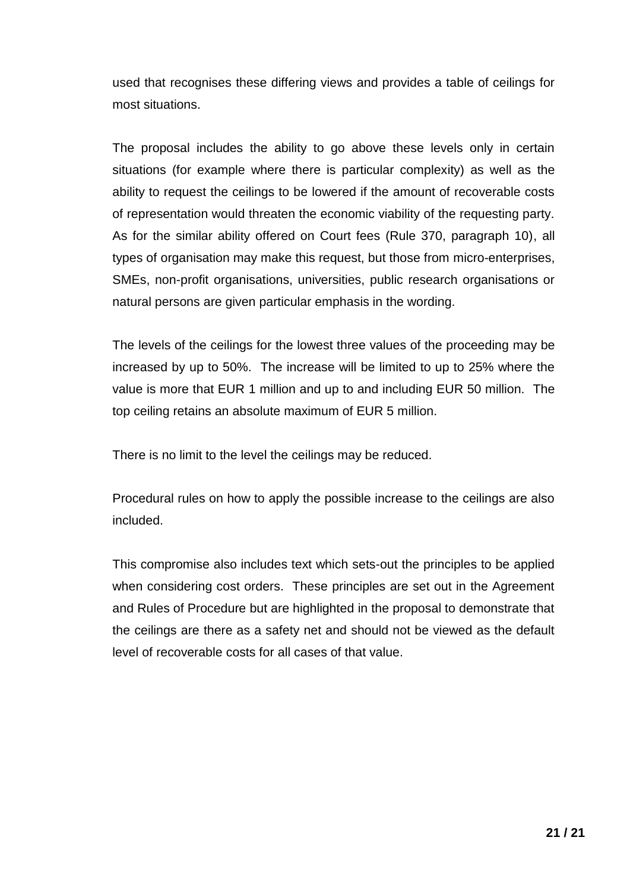used that recognises these differing views and provides a table of ceilings for most situations.

The proposal includes the ability to go above these levels only in certain situations (for example where there is particular complexity) as well as the ability to request the ceilings to be lowered if the amount of recoverable costs of representation would threaten the economic viability of the requesting party. As for the similar ability offered on Court fees (Rule 370, paragraph 10), all types of organisation may make this request, but those from micro-enterprises, SMEs, non-profit organisations, universities, public research organisations or natural persons are given particular emphasis in the wording.

The levels of the ceilings for the lowest three values of the proceeding may be increased by up to 50%. The increase will be limited to up to 25% where the value is more that EUR 1 million and up to and including EUR 50 million. The top ceiling retains an absolute maximum of EUR 5 million.

There is no limit to the level the ceilings may be reduced.

Procedural rules on how to apply the possible increase to the ceilings are also included.

This compromise also includes text which sets-out the principles to be applied when considering cost orders. These principles are set out in the Agreement and Rules of Procedure but are highlighted in the proposal to demonstrate that the ceilings are there as a safety net and should not be viewed as the default level of recoverable costs for all cases of that value.